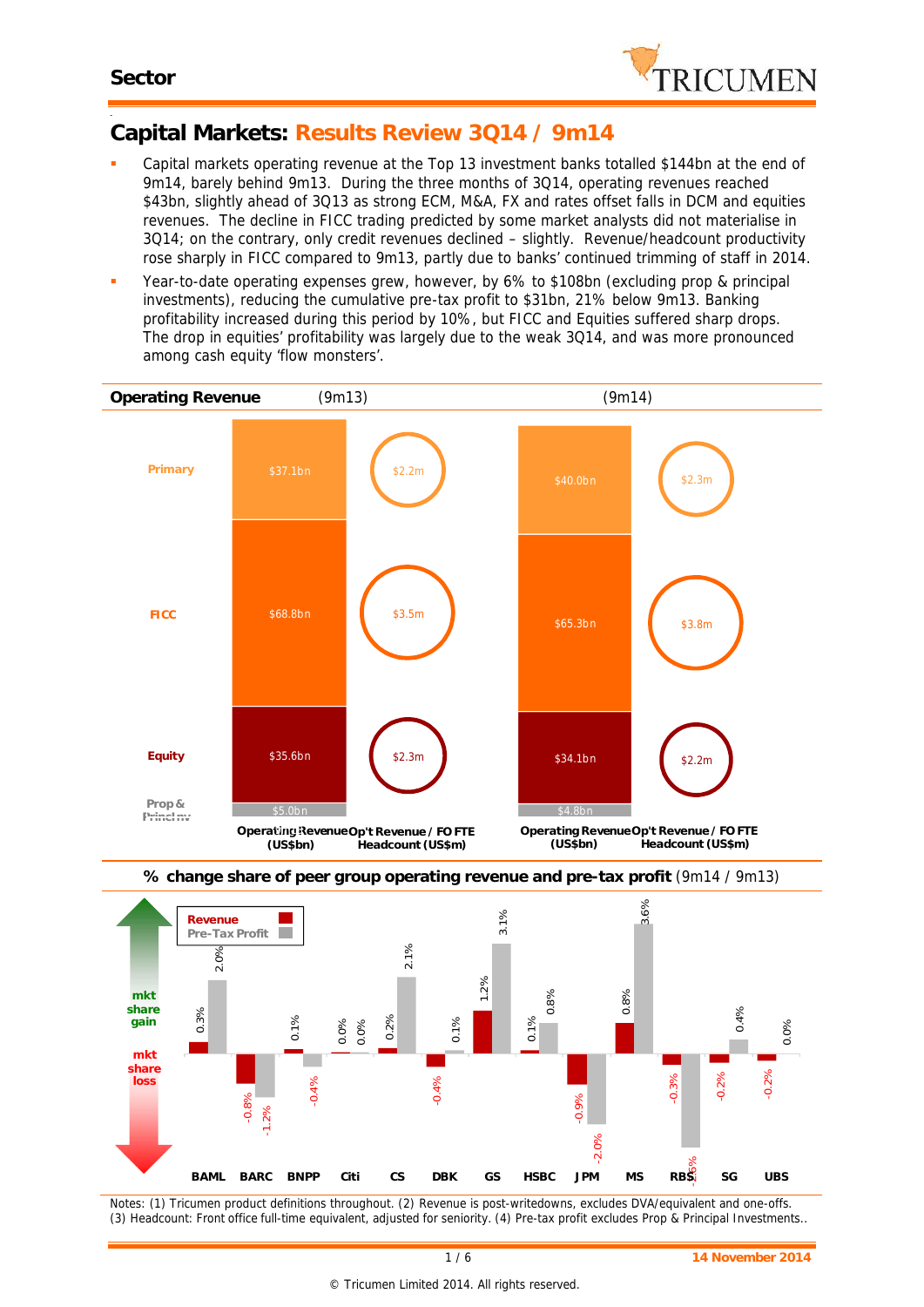Sector

# Capital Markets: Results Review 3Q14 / 9m14

- Capital markets operating revenue at the Top 13 investment banks totalled $144bn at the end of 9m14, barely behind 9m13. During the three months of 3Q14, operating revenues reached $43bn, slightly ahead of 3Q13 as strong ECM, M&A, FX and rates offset falls in DCM and equities revenues. The decline in FICC trading predicted by some market analysts did not materialise in 3Q14; on the contrary, only credit revenues declined – slightly. Revenue/headcount productivity rose sharply in FICC compared to 9m13, partly due to banks' continued trimming of staff in 2014.
- Year-to-date operating expenses grew, however, by 6% to $108bn (excluding prop & principal investments), reducing the cumulative pre-tax profit to $31bn, 21% below 9m13. Banking profitability increased during this period by 10%, but FICC and Equities suffered sharp drops. The drop in equities' profitability was largely due to the weak 3Q14, and was more pronounced among cash equity 'flow monsters'.

**Operating Revenue**

| | (9m13) Operating Revenue (US$bn) | (9m13) Op't Revenue / FO FTE Headcount (US$m) | (9m14) Operating Revenue (US$bn) | (9m14) Op't Revenue / FO FTE Headcount (US$m) |
|---|---|---|---|---|
| Primary | $37.1bn | $2.2m | $40.0bn | $2.3m |
| FICC | $68.8bn | $3.5m | $65.3bn | $3.8m |
| Equity | $35.6bn | $2.3m | $34.1bn | $2.2m |
| Prop & Principal | $5.0bn | | $4.8bn | |

**% change share of peer group operating revenue and pre-tax profit** (9m14 / 9m13)

| | BAML | BARC | BNPP | Citi | CS | DBK | GS | HSBC | JPM | MS | RBS | SG | UBS |
|---|---|---|---|---|---|---|---|---|---|---|---|---|---|
| Revenue | 0.3% | -0.8% | 0.1% | 0.0% | 0.2% | -0.4% | 1.2% | 0.1% | -0.9% | 0.8% | -0.3% | -0.2% | -0.2% |
| Pre-Tax Profit | 2.0% | -1.2% | -0.4% | 0.0% | 2.1% | 0.1% | 3.1% | 0.8% | -2.0% | 3.6% | -2.6% | 0.4% | 0.0% |

(mkt share gain / mkt share loss)

Notes: (1) Tricumen product definitions throughout. (2) Revenue is post-writedowns, excludes DVA/equivalent and one-offs. (3) Headcount: Front office full-time equivalent, adjusted for seniority. (4) Pre-tax profit excludes Prop & Principal Investments..

14 November 2014

© Tricumen Limited 2014. All rights reserved.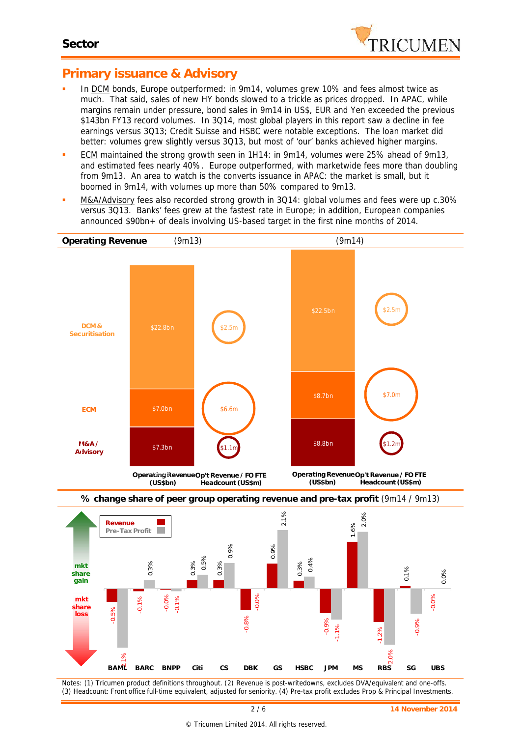# Sector

## Primary issuance & Advisory

- In DCM bonds, Europe outperformed: in 9m14, volumes grew 10% and fees almost twice as much. That said, sales of new HY bonds slowed to a trickle as prices dropped. In APAC, while margins remain under pressure, bond sales in 9m14 in US$, EUR and Yen exceeded the previous $143bn FY13 record volumes. In 3Q14, most global players in this report saw a decline in fee earnings versus 3Q13; Credit Suisse and HSBC were notable exceptions. The loan market did better: volumes grew slightly versus 3Q13, but most of 'our' banks achieved higher margins.
- ECM maintained the strong growth seen in 1H14: in 9m14, volumes were 25% ahead of 9m13, and estimated fees nearly 40%. Europe outperformed, with marketwide fees more than doubling from 9m13. An area to watch is the converts issuance in APAC: the market is small, but it boomed in 9m14, with volumes up more than 50% compared to 9m13.
- M&A/Advisory fees also recorded strong growth in 3Q14: global volumes and fees were up c.30% versus 3Q13. Banks' fees grew at the fastest rate in Europe; in addition, European companies announced $90bn+ of deals involving US-based target in the first nine months of 2014.

**Operating Revenue**

| | (9m13) Operating Revenue (US$bn) | (9m13) Op't Revenue / FO FTE Headcount (US$m) | (9m14) Operating Revenue (US$bn) | (9m14) Op't Revenue / FO FTE Headcount (US$m) |
|---|---|---|---|---|
| DCM & Securitisation | $22.8bn | $2.5m | $22.5bn | $2.5m |
| ECM | $7.0bn | $6.6m | $8.7bn | $7.0m |
| M&A / Advisory | $7.3bn | $1.1m | $8.8bn | $1.2m |

**% change share of peer group operating revenue and pre-tax profit** (9m14 / 9m13)

| | Revenue | Pre-Tax Profit |
|---|---|---|
| BAML | -0.5% | -2.1% |
| BARC | -0.1% | 0.3% |
| BNPP | -0.0% | -0.1% |
| Citi | 0.3% | 0.5% |
| CS | 0.3% | 0.9% |
| DBK | -0.8% | -0.0% |
| GS | 0.9% | 2.1% |
| HSBC | 0.3% | 0.4% |
| JPM | -0.9% | -1.1% |
| MS | 1.6% | 2.0% |
| RBS | -1.2% | -2.0% |
| SG | 0.1% | -0.9% |
| UBS | -0.0% | 0.0% |

Notes: (1) Tricumen product definitions throughout. (2) Revenue is post-writedowns, excludes DVA/equivalent and one-offs. (3) Headcount: Front office full-time equivalent, adjusted for seniority. (4) Pre-tax profit excludes Prop & Principal Investments.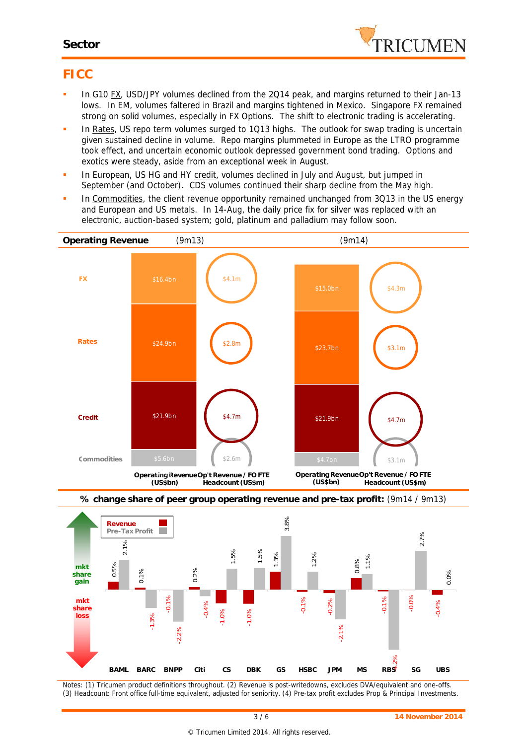## Sector

# FICC

- In G10 FX, USD/JPY volumes declined from the 2Q14 peak, and margins returned to their Jan-13 lows. In EM, volumes faltered in Brazil and margins tightened in Mexico. Singapore FX remained strong on solid volumes, especially in FX Options. The shift to electronic trading is accelerating.
- In Rates, US repo term volumes surged to 1Q13 highs. The outlook for swap trading is uncertain given sustained decline in volume. Repo margins plummeted in Europe as the LTRO programme took effect, and uncertain economic outlook depressed government bond trading. Options and exotics were steady, aside from an exceptional week in August.
- In European, US HG and HY credit, volumes declined in July and August, but jumped in September (and October). CDS volumes continued their sharp decline from the May high.
- In Commodities, the client revenue opportunity remained unchanged from 3Q13 in the US energy and European and US metals. In 14-Aug, the daily price fix for silver was replaced with an electronic, auction-based system; gold, platinum and palladium may follow soon.

**Operating Revenue**

| | Operating Revenue (US$bn) (9m13) | Op't Revenue / FO FTE Headcount (US$m) (9m13) | Operating Revenue (US$bn) (9m14) | Op't Revenue / FO FTE Headcount (US$m) (9m14) |
|---|---|---|---|---|
| FX | $16.4bn | $4.1m | $15.0bn | $4.3m |
| Rates | $24.9bn | $2.8m | $23.7bn | $3.1m |
| Credit | $21.9bn | $4.7m | $21.9bn | $4.7m |
| Commodities | $5.6bn | $2.6m | $4.7bn | $3.1m |

**% change share of peer group operating revenue and pre-tax profit:** (9m14 / 9m13)

| | Revenue | Pre-Tax Profit |
|---|---|---|
| BAML | 0.5% | 2.1% |
| BARC | 0.1% | -1.3% |
| BNPP | -0.1% | -2.2% |
| Citi | 0.2% | -0.4% |
| CS | -1.0% | 1.5% |
| DBK | -1.0% | 1.5% |
| GS | 1.3% | 3.8% |
| HSBC | -0.1% | 1.2% |
| JPM | -0.2% | -2.1% |
| MS | 0.8% | 1.1% |
| RBS | -0.1% | -4.2% |
| SG | -0.0% | 2.7% |
| UBS | -0.4% | 0.0% |

Notes: (1) Tricumen product definitions throughout. (2) Revenue is post-writedowns, excludes DVA/equivalent and one-offs. (3) Headcount: Front office full-time equivalent, adjusted for seniority. (4) Pre-tax profit excludes Prop & Principal Investments.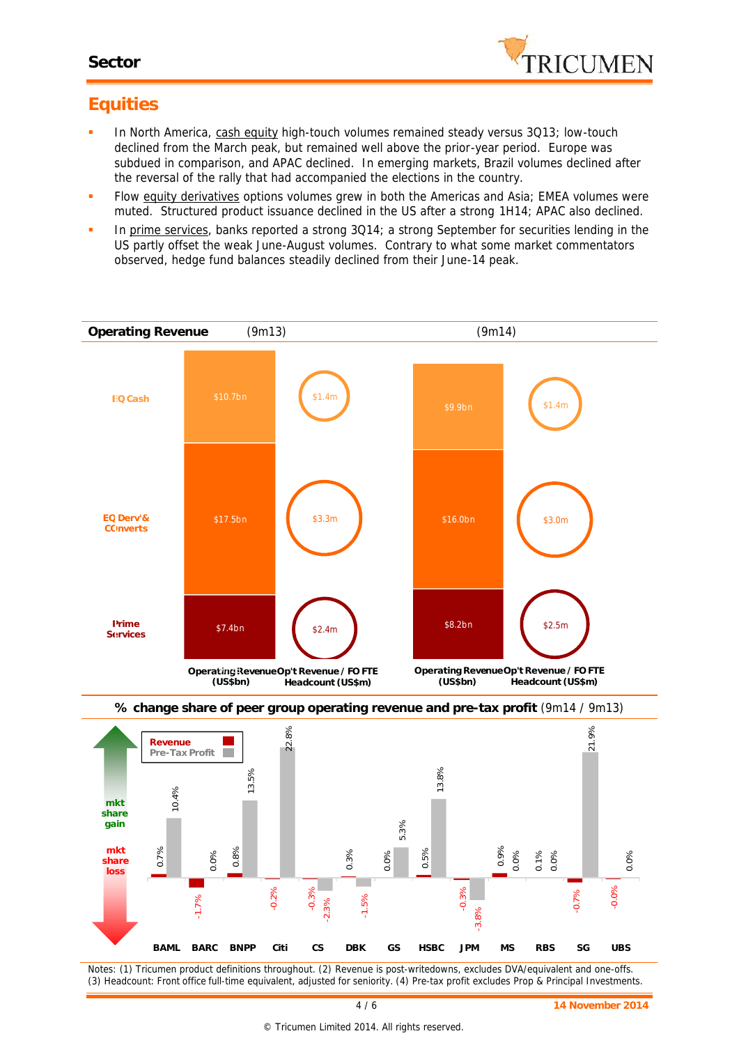## Sector

# Equities

- In North America, cash equity high-touch volumes remained steady versus 3Q13; low-touch declined from the March peak, but remained well above the prior-year period. Europe was subdued in comparison, and APAC declined. In emerging markets, Brazil volumes declined after the reversal of the rally that had accompanied the elections in the country.
- Flow equity derivatives options volumes grew in both the Americas and Asia; EMEA volumes were muted. Structured product issuance declined in the US after a strong 1H14; APAC also declined.
- In prime services, banks reported a strong 3Q14; a strong September for securities lending in the US partly offset the weak June-August volumes. Contrary to what some market commentators observed, hedge fund balances steadily declined from their June-14 peak.

**Operating Revenue**

| | (9m13) Operating Revenue (US$bn) | (9m13) Op't Revenue / FO FTE Headcount (US$m) | (9m14) Operating Revenue (US$bn) | (9m14) Op't Revenue / FO FTE Headcount (US$m) |
|---|---|---|---|---|
| EQ Cash | $10.7bn | $1.4m | $9.9bn | $1.4m |
| EQ Derv' & Converts | $17.5bn | $3.3m | $16.0bn | $3.0m |
| Prime Services | $7.4bn | $2.4m | $8.2bn | $2.5m |

**% change share of peer group operating revenue and pre-tax profit** (9m14 / 9m13)

| | BAML | BARC | BNPP | Citi | CS | DBK | GS | HSBC | JPM | MS | RBS | SG | UBS |
|---|---|---|---|---|---|---|---|---|---|---|---|---|---|
| Revenue | 0.7% | -1.7% | 0.8% | -0.2% | -0.3% | 0.3% | 0.0% | 0.5% | -0.3% | 0.9% | 0.1% | -0.7% | -0.0% |
| Pre-Tax Profit | 10.4% | 0.0% | 13.5% | 22.8% | -2.3% | -1.5% | 5.3% | 13.8% | -3.8% | 0.0% | 0.0% | 21.9% | 0.0% |

(mkt share gain / mkt share loss)

Notes: (1) Tricumen product definitions throughout. (2) Revenue is post-writedowns, excludes DVA/equivalent and one-offs. (3) Headcount: Front office full-time equivalent, adjusted for seniority. (4) Pre-tax profit excludes Prop & Principal Investments.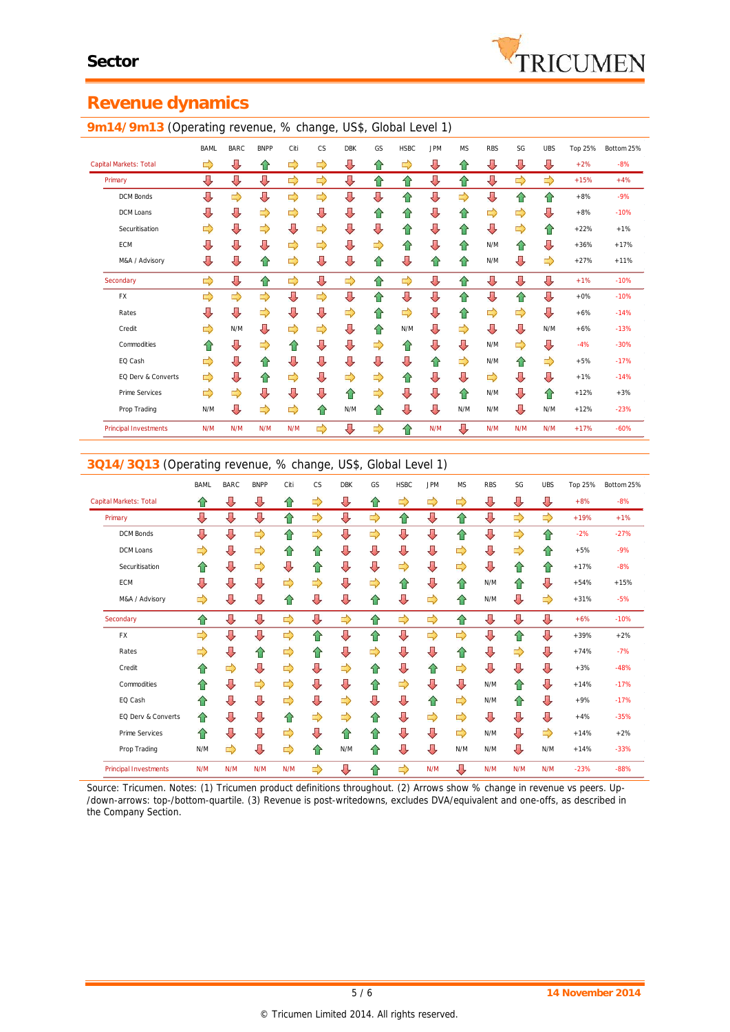# Sector

## Revenue dynamics

### 9m14/9m13 (Operating revenue, % change, US$, Global Level 1)

| | BAML | BARC | BNPP | Citi | CS | DBK | GS | HSBC | JPM | MS | RBS | SG | UBS | Top 25% | Bottom 25% |
|---|---|---|---|---|---|---|---|---|---|---|---|---|---|---|---|
| Capital Markets: Total | → | ↓ | ↑ | → | → | ↓ | ↑ | → | ↓ | ↑ | ↓ | ↓ | ↓ | +2% | -8% |
| Primary | ↓ | ↓ | ↓ | → | → | ↓ | ↑ | ↑ | ↓ | ↑ | ↓ | → | → | +15% | +4% |
| DCM Bonds | ↓ | → | ↓ | → | → | ↓ | ↓ | ↑ | ↓ | → | ↓ | ↑ | ↑ | +8% | -9% |
| DCM Loans | ↓ | ↓ | → | → | ↓ | ↓ | ↑ | ↑ | ↓ | ↑ | → | → | ↓ | +8% | -10% |
| Securitisation | → | ↓ | → | ↓ | ↓ | ↓ | ↓ | ↑ | ↓ | ↑ | ↓ | → | ↑ | +22% | +1% |
| ECM | ↓ | ↓ | ↓ | → | → | ↓ | → | ↑ | ↓ | ↑ | N/M | ↑ | ↓ | +36% | +17% |
| M&A / Advisory | ↓ | ↓ | ↑ | → | ↓ | ↓ | ↑ | ↓ | ↑ | ↑ | N/M | ↓ | → | +27% | +11% |
| Secondary | → | ↓ | ↑ | → | ↓ | → | ↑ | → | ↓ | ↑ | ↓ | ↓ | ↓ | +1% | -10% |
| FX | → | → | → | ↓ | → | ↓ | ↑ | ↓ | ↓ | ↑ | ↓ | ↑ | ↓ | +0% | -10% |
| Rates | ↓ | ↓ | → | ↓ | ↓ | → | ↑ | → | ↓ | ↑ | → | → | ↓ | +6% | -14% |
| Credit | → | N/M | ↓ | → | → | ↓ | ↑ | N/M | ↓ | → | ↓ | ↓ | N/M | +6% | -13% |
| Commodities | ↑ | ↓ | → | ↑ | ↓ | ↓ | → | ↑ | ↓ | ↓ | N/M | → | ↓ | -4% | -30% |
| EQ Cash | → | ↓ | ↑ | ↓ | ↓ | ↓ | ↓ | ↓ | ↑ | → | N/M | ↑ | → | +5% | -17% |
| EQ Derv & Converts | → | ↓ | ↑ | → | ↓ | → | → | ↑ | ↓ | ↓ | → | ↓ | ↓ | +1% | -14% |
| Prime Services | → | → | ↓ | ↓ | ↓ | ↑ | → | ↓ | ↓ | ↑ | N/M | ↓ | ↑ | +12% | +3% |
| Prop Trading | N/M | ↓ | → | → | ↑ | N/M | ↑ | ↓ | ↓ | N/M | N/M | ↓ | N/M | +12% | -23% |
| Principal Investments | N/M | N/M | N/M | N/M | → | ↓ | → | ↑ | N/M | ↓ | N/M | N/M | N/M | +17% | -60% |

### 3Q14/3Q13 (Operating revenue, % change, US$, Global Level 1)

| | BAML | BARC | BNPP | Citi | CS | DBK | GS | HSBC | JPM | MS | RBS | SG | UBS | Top 25% | Bottom 25% |
|---|---|---|---|---|---|---|---|---|---|---|---|---|---|---|---|
| Capital Markets: Total | ↑ | ↓ | ↓ | ↑ | → | ↓ | ↑ | → | → | → | ↓ | ↓ | ↓ | +8% | -8% |
| Primary | ↓ | ↓ | ↓ | ↑ | → | ↓ | → | ↑ | ↓ | ↑ | ↓ | → | → | +19% | +1% |
| DCM Bonds | ↓ | ↓ | → | ↑ | → | ↓ | → | ↓ | ↓ | ↑ | ↓ | → | ↑ | -2% | -27% |
| DCM Loans | → | ↓ | → | ↑ | ↑ | ↓ | ↓ | ↓ | ↓ | → | ↓ | → | ↑ | +5% | -9% |
| Securitisation | ↑ | ↓ | → | ↓ | ↑ | ↓ | ↓ | → | ↓ | → | ↓ | ↑ | ↑ | +17% | -8% |
| ECM | ↓ | ↓ | ↓ | → | → | ↓ | → | ↑ | ↓ | ↑ | N/M | ↑ | ↓ | +54% | +15% |
| M&A / Advisory | → | ↓ | ↓ | ↑ | ↓ | ↓ | ↑ | ↓ | → | ↑ | N/M | ↓ | → | +31% | -5% |
| Secondary | ↑ | ↓ | ↓ | → | ↓ | → | ↑ | → | → | ↑ | ↓ | ↓ | ↓ | +6% | -10% |
| FX | → | ↓ | ↓ | → | ↑ | ↓ | ↑ | ↓ | → | → | ↓ | ↑ | ↓ | +39% | +2% |
| Rates | → | ↓ | ↑ | → | ↑ | ↓ | → | ↓ | ↓ | ↑ | ↓ | → | ↓ | +74% | -7% |
| Credit | ↑ | → | ↓ | → | ↓ | → | ↑ | ↓ | ↑ | → | ↓ | ↓ | ↓ | +3% | -48% |
| Commodities | ↑ | ↓ | → | → | ↓ | ↓ | ↑ | → | ↓ | ↓ | N/M | ↑ | ↓ | +14% | -17% |
| EQ Cash | ↑ | ↓ | ↓ | → | ↓ | → | ↓ | ↓ | ↑ | → | N/M | ↑ | ↓ | +9% | -17% |
| EQ Derv & Converts | ↑ | ↓ | ↓ | ↑ | → | → | → | ↓ | → | → | ↓ | ↓ | ↓ | +4% | -35% |
| Prime Services | ↑ | ↓ | ↓ | → | ↓ | ↑ | ↑ | ↓ | ↓ | → | N/M | ↓ | → | +14% | +2% |
| Prop Trading | N/M | → | ↓ | → | ↑ | N/M | ↑ | ↓ | ↓ | N/M | N/M | ↓ | N/M | +14% | -33% |
| Principal Investments | N/M | N/M | N/M | N/M | → | ↓ | ↑ | → | N/M | ↓ | N/M | N/M | N/M | -23% | -88% |

Source: Tricumen. Notes: (1) Tricumen product definitions throughout. (2) Arrows show % change in revenue vs peers. Up-/down-arrows: top-/bottom-quartile. (3) Revenue is post-writedowns, excludes DVA/equivalent and one-offs, as described in the Company Section.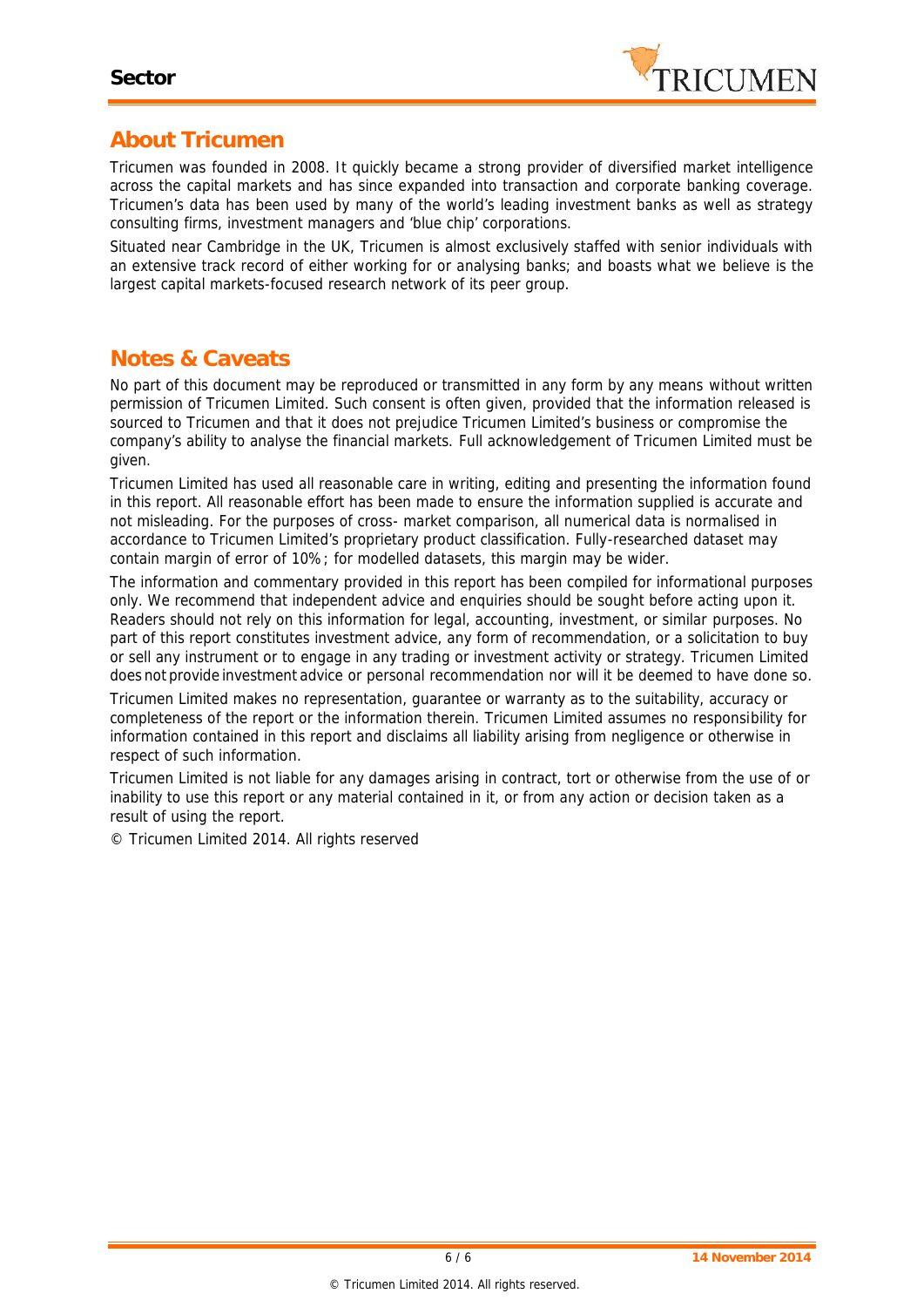## About Tricumen

Tricumen was founded in 2008. It quickly became a strong provider of diversified market intelligence across the capital markets and has since expanded into transaction and corporate banking coverage. Tricumen's data has been used by many of the world's leading investment banks as well as strategy consulting firms, investment managers and 'blue chip' corporations.

Situated near Cambridge in the UK, Tricumen is almost exclusively staffed with senior individuals with an extensive track record of either working for or analysing banks; and boasts what we believe is the largest capital markets-focused research network of its peer group.

## Notes & Caveats

No part of this document may be reproduced or transmitted in any form by any means without written permission of Tricumen Limited. Such consent is often given, provided that the information released is sourced to Tricumen and that it does not prejudice Tricumen Limited's business or compromise the company's ability to analyse the financial markets. Full acknowledgement of Tricumen Limited must be given.

Tricumen Limited has used all reasonable care in writing, editing and presenting the information found in this report. All reasonable effort has been made to ensure the information supplied is accurate and not misleading. For the purposes of cross- market comparison, all numerical data is normalised in accordance to Tricumen Limited's proprietary product classification. Fully-researched dataset may contain margin of error of 10%; for modelled datasets, this margin may be wider.

The information and commentary provided in this report has been compiled for informational purposes only. We recommend that independent advice and enquiries should be sought before acting upon it. Readers should not rely on this information for legal, accounting, investment, or similar purposes. No part of this report constitutes investment advice, any form of recommendation, or a solicitation to buy or sell any instrument or to engage in any trading or investment activity or strategy. Tricumen Limited does not provide investment advice or personal recommendation nor will it be deemed to have done so.

Tricumen Limited makes no representation, guarantee or warranty as to the suitability, accuracy or completeness of the report or the information therein. Tricumen Limited assumes no responsibility for information contained in this report and disclaims all liability arising from negligence or otherwise in respect of such information.

Tricumen Limited is not liable for any damages arising in contract, tort or otherwise from the use of or inability to use this report or any material contained in it, or from any action or decision taken as a result of using the report.

© Tricumen Limited 2014. All rights reserved